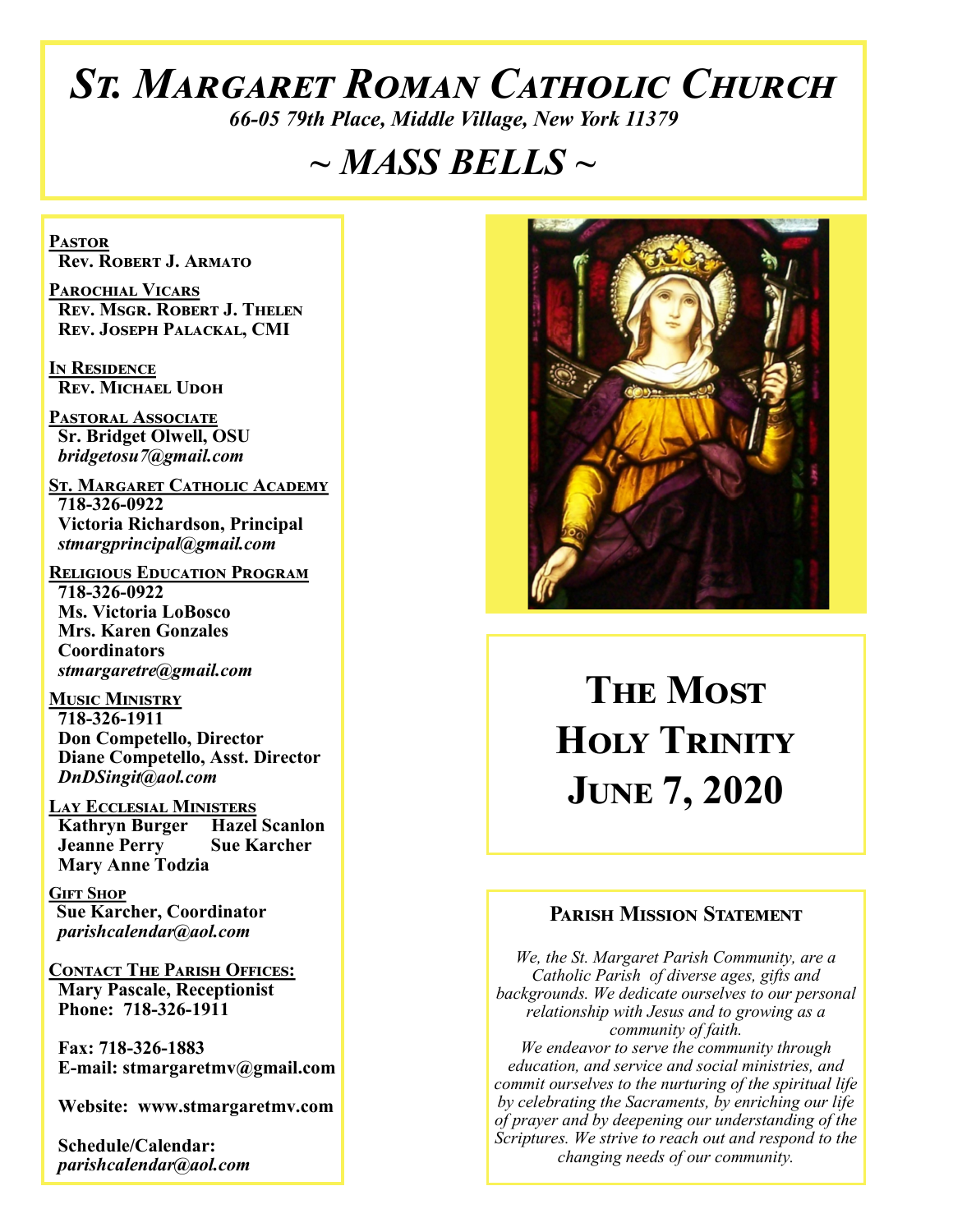# St. Margaret Roman Catholic Church

*66-05 79th Place, Middle Village, New York 11379*

## ~ MASS BELLS ~

**Pastor**
**Rev. Robert J. Armato**

**Parochial Vicars**
**Rev. Msgr. Robert J. Thelen**
**Rev. Joseph Palackal, CMI**

**In Residence**
**Rev. Michael Udoh**

**Pastoral Associate**
**Sr. Bridget Olwell, OSU**
*bridgetosu7@gmail.com*

**St. Margaret Catholic Academy**
**718-326-0922**
**Victoria Richardson, Principal**
*stmargprincipal@gmail.com*

**Religious Education Program**
**718-326-0922**
**Ms. Victoria LoBosco**
**Mrs. Karen Gonzales**
**Coordinators**
*stmargaretre@gmail.com*

**Music Ministry**
**718-326-1911**
**Don Competello, Director**
**Diane Competello, Asst. Director**
*DnDSingit@aol.com*

**Lay Ecclesial Ministers**
**Kathryn Burger**
**Hazel Scanlon**
**Jeanne Perry**
**Sue Karcher**
**Mary Anne Todzia**

**Gift Shop**
**Sue Karcher, Coordinator**
*parishcalendar@aol.com*

**Contact The Parish Offices:**
**Mary Pascale, Receptionist**
**Phone: 718-326-1911**

**Fax: 718-326-1883**
**E-mail: stmargaretmv@gmail.com**

**Website: www.stmargaretmv.com**

**Schedule/Calendar:**
*parishcalendar@aol.com*

# The Most Holy Trinity June 7, 2020

### Parish Mission Statement

*We, the St. Margaret Parish Community, are a Catholic Parish of diverse ages, gifts and backgrounds. We dedicate ourselves to our personal relationship with Jesus and to growing as a community of faith.*
*We endeavor to serve the community through education, and service and social ministries, and commit ourselves to the nurturing of the spiritual life by celebrating the Sacraments, by enriching our life of prayer and by deepening our understanding of the Scriptures. We strive to reach out and respond to the changing needs of our community.*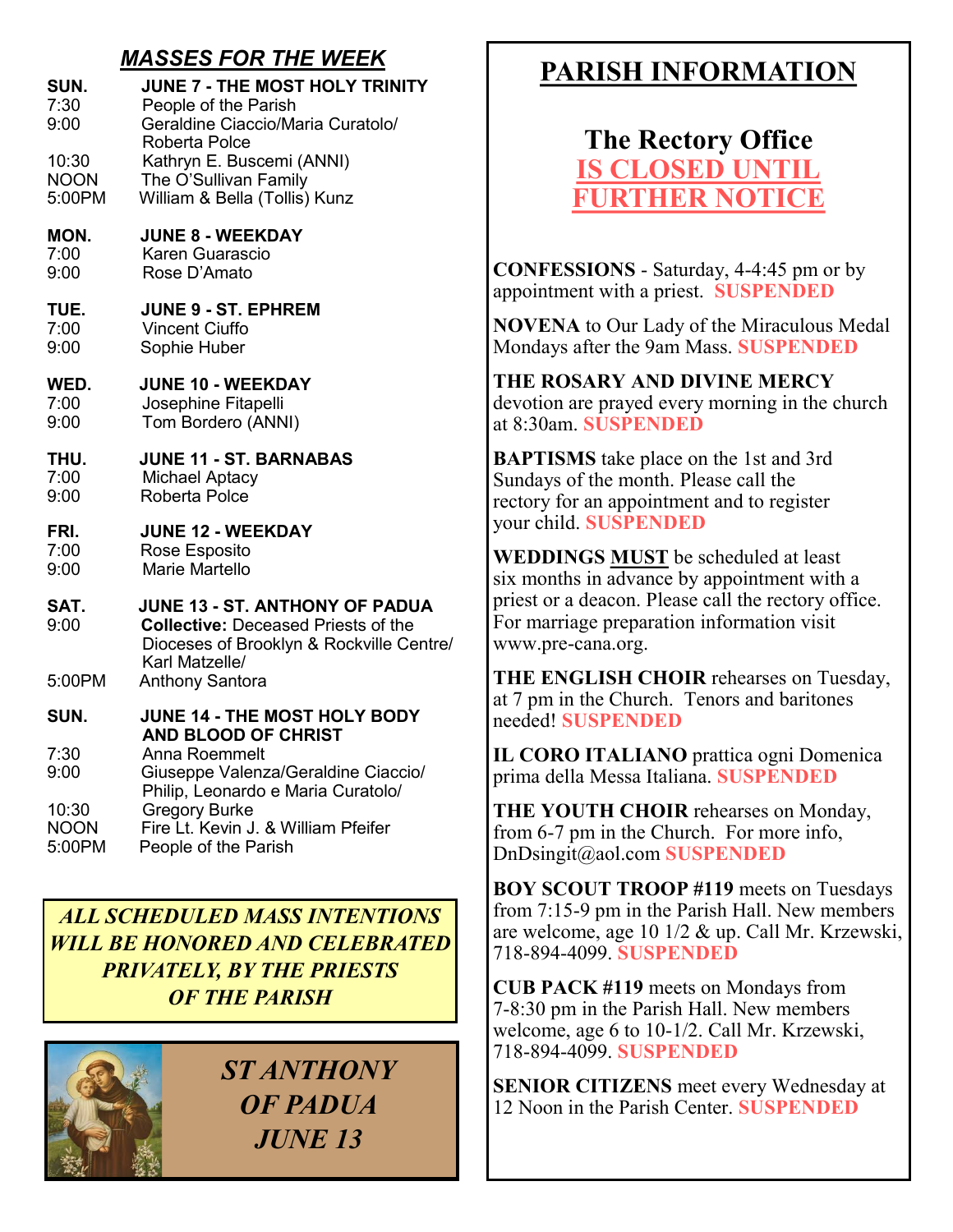## *MASSES FOR THE WEEK*

**SUN. — JUNE 7 - THE MOST HOLY TRINITY**
- 7:30 — People of the Parish
- 9:00 — Geraldine Ciaccio/Maria Curatolo/ Roberta Polce
- 10:30 — Kathryn E. Buscemi (ANNI)
- NOON — The O'Sullivan Family
- 5:00PM — William & Bella (Tollis) Kunz

**MON. — JUNE 8 - WEEKDAY**
- 7:00 — Karen Guarascio
- 9:00 — Rose D'Amato

**TUE. — JUNE 9 - ST. EPHREM**
- 7:00 — Vincent Ciuffo
- 9:00 — Sophie Huber

**WED. — JUNE 10 - WEEKDAY**
- 7:00 — Josephine Fitapelli
- 9:00 — Tom Bordero (ANNI)

**THU. — JUNE 11 - ST. BARNABAS**
- 7:00 — Michael Aptacy
- 9:00 — Roberta Polce

**FRI. — JUNE 12 - WEEKDAY**
- 7:00 — Rose Esposito
- 9:00 — Marie Martello

**SAT. — JUNE 13 - ST. ANTHONY OF PADUA**
- 9:00 — **Collective:** Deceased Priests of the Dioceses of Brooklyn & Rockville Centre/ Karl Matzelle/
- 5:00PM — Anthony Santora

**SUN. — JUNE 14 - THE MOST HOLY BODY AND BLOOD OF CHRIST**
- 7:30 — Anna Roemmelt
- 9:00 — Giuseppe Valenza/Geraldine Ciaccio/ Philip, Leonardo e Maria Curatolo/
- 10:30 — Gregory Burke
- NOON — Fire Lt. Kevin J. & William Pfeifer
- 5:00PM — People of the Parish

***ALL SCHEDULED MASS INTENTIONS WILL BE HONORED AND CELEBRATED PRIVATELY, BY THE PRIESTS OF THE PARISH***

***ST ANTHONY OF PADUA JUNE 13***

## PARISH INFORMATION

### The Rectory Office IS CLOSED UNTIL FURTHER NOTICE

**CONFESSIONS** - Saturday, 4-4:45 pm or by appointment with a priest. **SUSPENDED**

**NOVENA** to Our Lady of the Miraculous Medal Mondays after the 9am Mass. **SUSPENDED**

**THE ROSARY AND DIVINE MERCY** devotion are prayed every morning in the church at 8:30am. **SUSPENDED**

**BAPTISMS** take place on the 1st and 3rd Sundays of the month. Please call the rectory for an appointment and to register your child. **SUSPENDED**

**WEDDINGS MUST** be scheduled at least six months in advance by appointment with a priest or a deacon. Please call the rectory office. For marriage preparation information visit www.pre-cana.org.

**THE ENGLISH CHOIR** rehearses on Tuesday, at 7 pm in the Church. Tenors and baritones needed! **SUSPENDED**

**IL CORO ITALIANO** prattica ogni Domenica prima della Messa Italiana. **SUSPENDED**

**THE YOUTH CHOIR** rehearses on Monday, from 6-7 pm in the Church. For more info, DnDsingit@aol.com **SUSPENDED**

**BOY SCOUT TROOP #119** meets on Tuesdays from 7:15-9 pm in the Parish Hall. New members are welcome, age 10 1/2 & up. Call Mr. Krzewski, 718-894-4099. **SUSPENDED**

**CUB PACK #119** meets on Mondays from 7-8:30 pm in the Parish Hall. New members welcome, age 6 to 10-1/2. Call Mr. Krzewski, 718-894-4099. **SUSPENDED**

**SENIOR CITIZENS** meet every Wednesday at 12 Noon in the Parish Center. **SUSPENDED**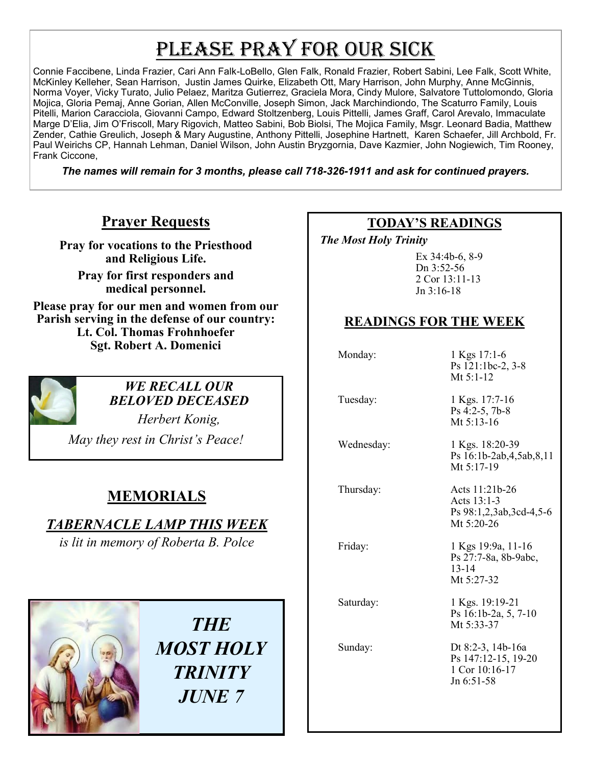# Please Pray for our Sick

Connie Faccibene, Linda Frazier, Cari Ann Falk-LoBello, Glen Falk, Ronald Frazier, Robert Sabini, Lee Falk, Scott White, McKinley Kelleher, Sean Harrison, Justin James Quirke, Elizabeth Ott, Mary Harrison, John Murphy, Anne McGinnis, Norma Voyer, Vicky Turato, Julio Pelaez, Maritza Gutierrez, Graciela Mora, Cindy Mulore, Salvatore Tuttolomondo, Gloria Mojica, Gloria Pemaj, Anne Gorian, Allen McConville, Joseph Simon, Jack Marchindiondo, The Scaturro Family, Louis Pitelli, Marion Caracciola, Giovanni Campo, Edward Stoltzenberg, Louis Pittelli, James Graff, Carol Arevalo, Immaculate Marge D'Elia, Jim O'Friscoll, Mary Rigovich, Matteo Sabini, Bob Biolsi, The Mojica Family, Msgr. Leonard Badia, Matthew Zender, Cathie Greulich, Joseph & Mary Augustine, Anthony Pittelli, Josephine Hartnett, Karen Schaefer, Jill Archbold, Fr. Paul Weirichs CP, Hannah Lehman, Daniel Wilson, John Austin Bryzgornia, Dave Kazmier, John Nogiewich, Tim Rooney, Frank Ciccone,

***The names will remain for 3 months, please call 718-326-1911 and ask for continued prayers.***

## Prayer Requests

**Pray for vocations to the Priesthood and Religious Life.**

**Pray for first responders and medical personnel.**

**Please pray for our men and women from our Parish serving in the defense of our country:**
**Lt. Col. Thomas Frohnhoefer**
**Sgt. Robert A. Domenici**

***WE RECALL OUR BELOVED DECEASED***

*Herbert Konig,*

*May they rest in Christ's Peace!*

## MEMORIALS

### *TABERNACLE LAMP THIS WEEK*

*is lit in memory of Roberta B. Polce*

***THE MOST HOLY TRINITY JUNE 7***

## TODAY'S READINGS

***The Most Holy Trinity***

Ex 34:4b-6, 8-9
Dn 3:52-56
2 Cor 13:11-13
Jn 3:16-18

## READINGS FOR THE WEEK

| | |
|---|---|
| Monday: | 1 Kgs 17:1-6<br>Ps 121:1bc-2, 3-8<br>Mt 5:1-12 |
| Tuesday: | 1 Kgs. 17:7-16<br>Ps 4:2-5, 7b-8<br>Mt 5:13-16 |
| Wednesday: | 1 Kgs. 18:20-39<br>Ps 16:1b-2ab,4,5ab,8,11<br>Mt 5:17-19 |
| Thursday: | Acts 11:21b-26<br>Acts 13:1-3<br>Ps 98:1,2,3ab,3cd-4,5-6<br>Mt 5:20-26 |
| Friday: | 1 Kgs 19:9a, 11-16<br>Ps 27:7-8a, 8b-9abc, 13-14<br>Mt 5:27-32 |
| Saturday: | 1 Kgs. 19:19-21<br>Ps 16:1b-2a, 5, 7-10<br>Mt 5:33-37 |
| Sunday: | Dt 8:2-3, 14b-16a<br>Ps 147:12-15, 19-20<br>1 Cor 10:16-17<br>Jn 6:51-58 |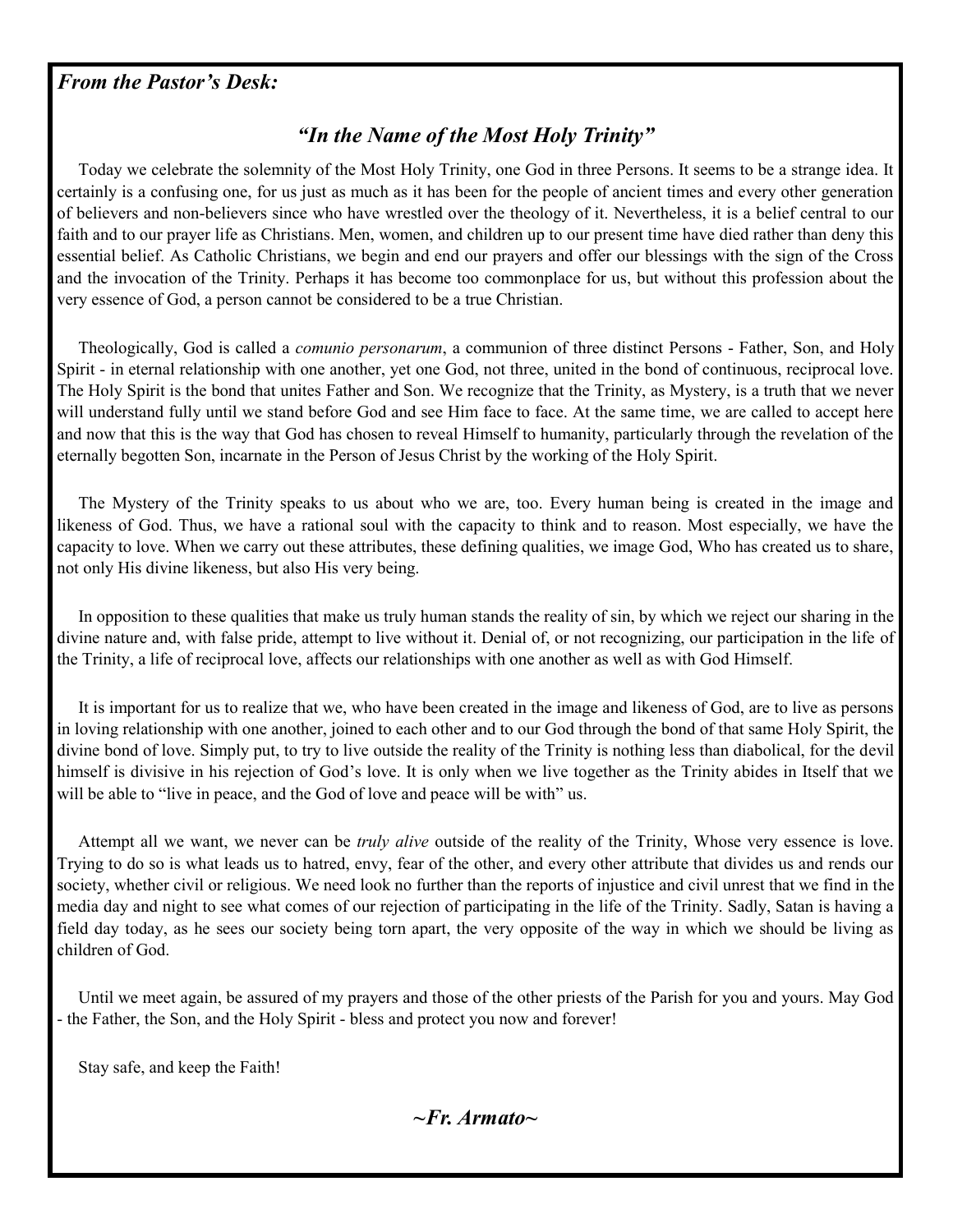***From the Pastor's Desk:***

## *"In the Name of the Most Holy Trinity"*

Today we celebrate the solemnity of the Most Holy Trinity, one God in three Persons. It seems to be a strange idea. It certainly is a confusing one, for us just as much as it has been for the people of ancient times and every other generation of believers and non-believers since who have wrestled over the theology of it. Nevertheless, it is a belief central to our faith and to our prayer life as Christians. Men, women, and children up to our present time have died rather than deny this essential belief. As Catholic Christians, we begin and end our prayers and offer our blessings with the sign of the Cross and the invocation of the Trinity. Perhaps it has become too commonplace for us, but without this profession about the very essence of God, a person cannot be considered to be a true Christian.

Theologically, God is called a *comunio personarum*, a communion of three distinct Persons - Father, Son, and Holy Spirit - in eternal relationship with one another, yet one God, not three, united in the bond of continuous, reciprocal love. The Holy Spirit is the bond that unites Father and Son. We recognize that the Trinity, as Mystery, is a truth that we never will understand fully until we stand before God and see Him face to face. At the same time, we are called to accept here and now that this is the way that God has chosen to reveal Himself to humanity, particularly through the revelation of the eternally begotten Son, incarnate in the Person of Jesus Christ by the working of the Holy Spirit.

The Mystery of the Trinity speaks to us about who we are, too. Every human being is created in the image and likeness of God. Thus, we have a rational soul with the capacity to think and to reason. Most especially, we have the capacity to love. When we carry out these attributes, these defining qualities, we image God, Who has created us to share, not only His divine likeness, but also His very being.

In opposition to these qualities that make us truly human stands the reality of sin, by which we reject our sharing in the divine nature and, with false pride, attempt to live without it. Denial of, or not recognizing, our participation in the life of the Trinity, a life of reciprocal love, affects our relationships with one another as well as with God Himself.

It is important for us to realize that we, who have been created in the image and likeness of God, are to live as persons in loving relationship with one another, joined to each other and to our God through the bond of that same Holy Spirit, the divine bond of love. Simply put, to try to live outside the reality of the Trinity is nothing less than diabolical, for the devil himself is divisive in his rejection of God's love. It is only when we live together as the Trinity abides in Itself that we will be able to "live in peace, and the God of love and peace will be with" us.

Attempt all we want, we never can be *truly alive* outside of the reality of the Trinity, Whose very essence is love. Trying to do so is what leads us to hatred, envy, fear of the other, and every other attribute that divides us and rends our society, whether civil or religious. We need look no further than the reports of injustice and civil unrest that we find in the media day and night to see what comes of our rejection of participating in the life of the Trinity. Sadly, Satan is having a field day today, as he sees our society being torn apart, the very opposite of the way in which we should be living as children of God.

Until we meet again, be assured of my prayers and those of the other priests of the Parish for you and yours. May God - the Father, the Son, and the Holy Spirit - bless and protect you now and forever!

Stay safe, and keep the Faith!

***~Fr. Armato~***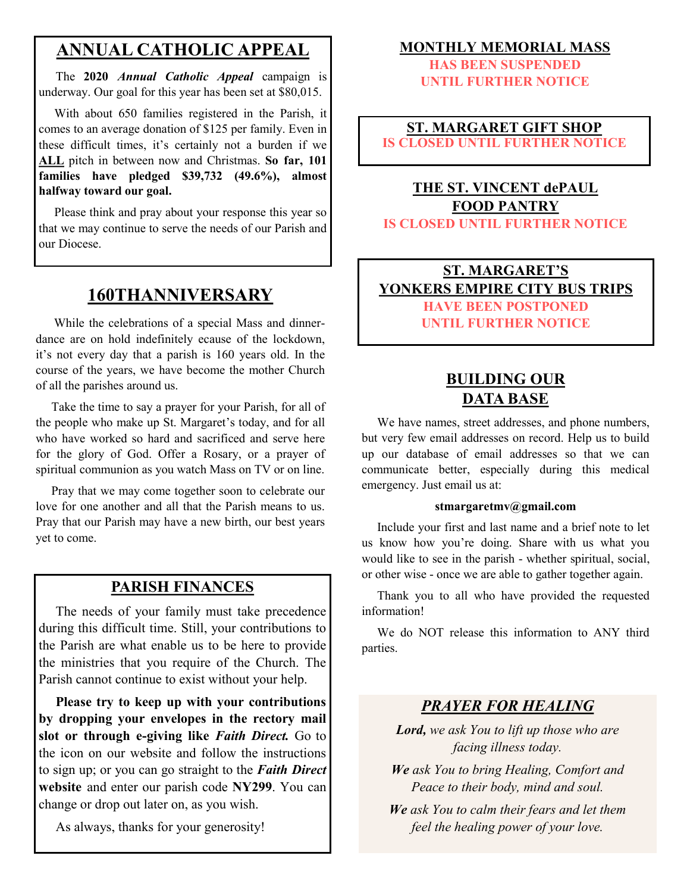## ANNUAL CATHOLIC APPEAL

The **2020** ***Annual Catholic Appeal*** campaign is underway. Our goal for this year has been set at $80,015.

With about 650 families registered in the Parish, it comes to an average donation of $125 per family. Even in these difficult times, it's certainly not a burden if we **ALL** pitch in between now and Christmas. **So far, 101 families have pledged $39,732 (49.6%), almost halfway toward our goal.**

Please think and pray about your response this year so that we may continue to serve the needs of our Parish and our Diocese.

## 160THANNIVERSARY

While the celebrations of a special Mass and dinner-dance are on hold indefinitely ecause of the lockdown, it's not every day that a parish is 160 years old. In the course of the years, we have become the mother Church of all the parishes around us.

Take the time to say a prayer for your Parish, for all of the people who make up St. Margaret's today, and for all who have worked so hard and sacrificed and serve here for the glory of God. Offer a Rosary, or a prayer of spiritual communion as you watch Mass on TV or on line.

Pray that we may come together soon to celebrate our love for one another and all that the Parish means to us. Pray that our Parish may have a new birth, our best years yet to come.

## PARISH FINANCES

The needs of your family must take precedence during this difficult time. Still, your contributions to the Parish are what enable us to be here to provide the ministries that you require of the Church. The Parish cannot continue to exist without your help.

**Please try to keep up with your contributions by dropping your envelopes in the rectory mail slot or through e-giving like *Faith Direct.*** Go to the icon on our website and follow the instructions to sign up; or you can go straight to the ***Faith Direct* website** and enter our parish code **NY299**. You can change or drop out later on, as you wish.

As always, thanks for your generosity!

## MONTHLY MEMORIAL MASS

**HAS BEEN SUSPENDED UNTIL FURTHER NOTICE**

## ST. MARGARET GIFT SHOP

**IS CLOSED UNTIL FURTHER NOTICE**

## THE ST. VINCENT dePAUL FOOD PANTRY

**IS CLOSED UNTIL FURTHER NOTICE**

## ST. MARGARET'S YONKERS EMPIRE CITY BUS TRIPS

**HAVE BEEN POSTPONED UNTIL FURTHER NOTICE**

## BUILDING OUR DATA BASE

We have names, street addresses, and phone numbers, but very few email addresses on record. Help us to build up our database of email addresses so that we can communicate better, especially during this medical emergency. Just email us at:

**stmargaretmv@gmail.com**

Include your first and last name and a brief note to let us know how you're doing. Share with us what you would like to see in the parish - whether spiritual, social, or other wise - once we are able to gather together again.

Thank you to all who have provided the requested information!

We do NOT release this information to ANY third parties.

## *PRAYER FOR HEALING*

***Lord,*** *we ask You to lift up those who are facing illness today.*

***We*** *ask You to bring Healing, Comfort and Peace to their body, mind and soul.*

***We*** *ask You to calm their fears and let them feel the healing power of your love.*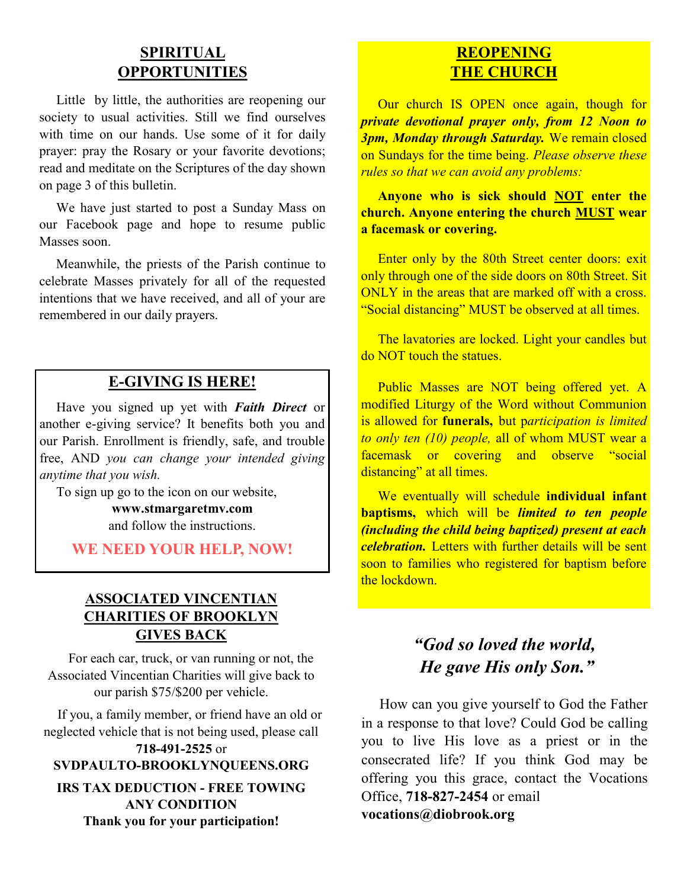## SPIRITUAL OPPORTUNITIES

Little by little, the authorities are reopening our society to usual activities. Still we find ourselves with time on our hands. Use some of it for daily prayer: pray the Rosary or your favorite devotions; read and meditate on the Scriptures of the day shown on page 3 of this bulletin.

We have just started to post a Sunday Mass on our Facebook page and hope to resume public Masses soon.

Meanwhile, the priests of the Parish continue to celebrate Masses privately for all of the requested intentions that we have received, and all of your are remembered in our daily prayers.

## E-GIVING IS HERE!

Have you signed up yet with ***Faith Direct*** or another e-giving service? It benefits both you and our Parish. Enrollment is friendly, safe, and trouble free, AND *you can change your intended giving anytime that you wish.*

To sign up go to the icon on our website,

**www.stmargaretmv.com**

and follow the instructions.

**WE NEED YOUR HELP, NOW!**

## ASSOCIATED VINCENTIAN CHARITIES OF BROOKLYN GIVES BACK

For each car, truck, or van running or not, the Associated Vincentian Charities will give back to our parish $75/$200 per vehicle.

If you, a family member, or friend have an old or neglected vehicle that is not being used, please call **718-491-2525** or

**SVDPAULTO-BROOKLYNQUEENS.ORG**

**IRS TAX DEDUCTION - FREE TOWING ANY CONDITION**

**Thank you for your participation!**

## REOPENING THE CHURCH

Our church IS OPEN once again, though for ***private devotional prayer only, from 12 Noon to 3pm, Monday through Saturday.*** We remain closed on Sundays for the time being. *Please observe these rules so that we can avoid any problems:*

**Anyone who is sick should NOT enter the church. Anyone entering the church MUST wear a facemask or covering.**

Enter only by the 80th Street center doors: exit only through one of the side doors on 80th Street. Sit ONLY in the areas that are marked off with a cross. "Social distancing" MUST be observed at all times.

The lavatories are locked. Light your candles but do NOT touch the statues.

Public Masses are NOT being offered yet. A modified Liturgy of the Word without Communion is allowed for **funerals,** but p*articipation is limited to only ten (10) people,* all of whom MUST wear a facemask or covering and observe "social distancing" at all times.

We eventually will schedule **individual infant baptisms,** which will be ***limited to ten people (including the child being baptized) present at each celebration.*** Letters with further details will be sent soon to families who registered for baptism before the lockdown.

### *"God so loved the world, He gave His only Son."*

How can you give yourself to God the Father in a response to that love? Could God be calling you to live His love as a priest or in the consecrated life? If you think God may be offering you this grace, contact the Vocations Office, **718-827-2454** or email **vocations@diobrook.org**